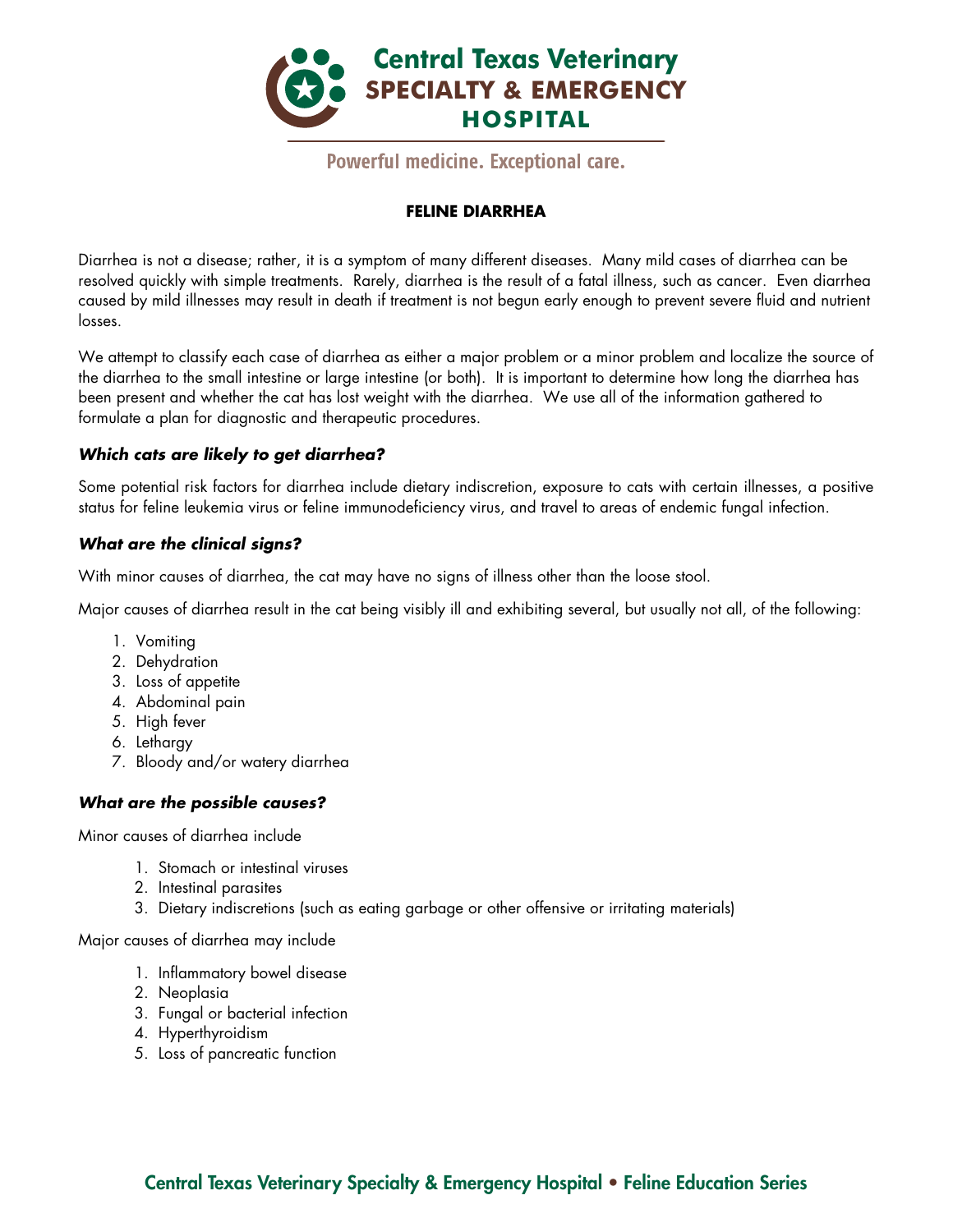# Central Texas Veterinary SPECIALTY & EMERGENCY HOSPITAL

Powerful medicine. Exceptional care.

## FELINE DIARRHEA

Diarrhea is not a disease; rather, it is a symptom of many different diseases. Many mild cases of diarrhea can be resolved quickly with simple treatments. Rarely, diarrhea is the result of a fatal illness, such as cancer. Even diarrhea caused by mild illnesses may result in death if treatment is not begun early enough to prevent severe fluid and nutrient losses.

We attempt to classify each case of diarrhea as either a major problem or a minor problem and localize the source of the diarrhea to the small intestine or large intestine (or both). It is important to determine how long the diarrhea has been present and whether the cat has lost weight with the diarrhea. We use all of the information gathered to formulate a plan for diagnostic and therapeutic procedures.

### *Which cats are likely to get diarrhea?*

Some potential risk factors for diarrhea include dietary indiscretion, exposure to cats with certain illnesses, a positive status for feline leukemia virus or feline immunodeficiency virus, and travel to areas of endemic fungal infection.

### *What are the clinical signs?*

With minor causes of diarrhea, the cat may have no signs of illness other than the loose stool.

Major causes of diarrhea result in the cat being visibly ill and exhibiting several, but usually not all, of the following:

1. Vomiting
2. Dehydration
3. Loss of appetite
4. Abdominal pain
5. High fever
6. Lethargy
7. Bloody and/or watery diarrhea

### *What are the possible causes?*

Minor causes of diarrhea include

1. Stomach or intestinal viruses
2. Intestinal parasites
3. Dietary indiscretions (such as eating garbage or other offensive or irritating materials)

Major causes of diarrhea may include

1. Inflammatory bowel disease
2. Neoplasia
3. Fungal or bacterial infection
4. Hyperthyroidism
5. Loss of pancreatic function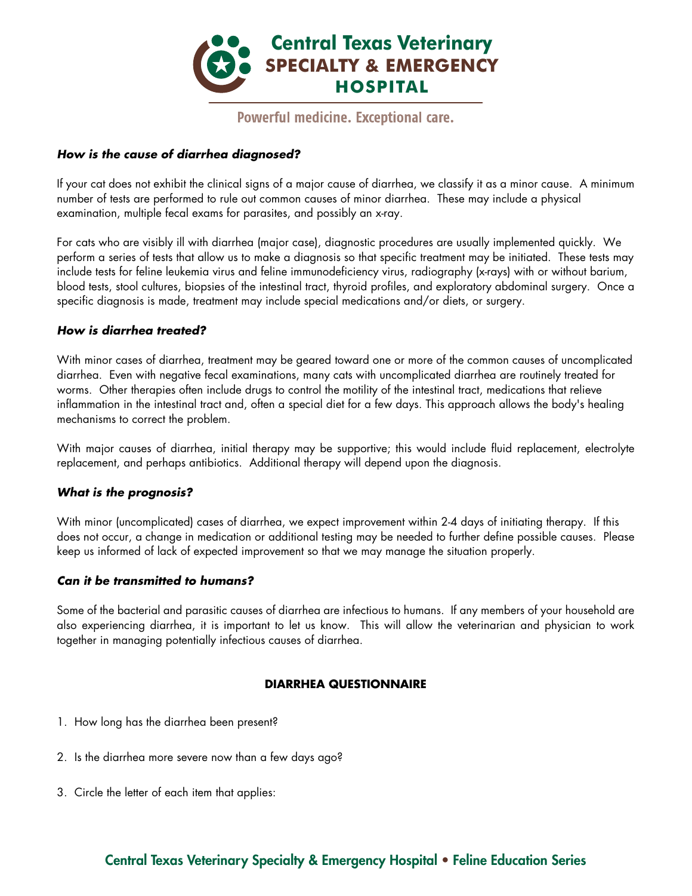### *How is the cause of diarrhea diagnosed?*

If your cat does not exhibit the clinical signs of a major cause of diarrhea, we classify it as a minor cause. A minimum number of tests are performed to rule out common causes of minor diarrhea. These may include a physical examination, multiple fecal exams for parasites, and possibly an x-ray.

For cats who are visibly ill with diarrhea (major case), diagnostic procedures are usually implemented quickly. We perform a series of tests that allow us to make a diagnosis so that specific treatment may be initiated. These tests may include tests for feline leukemia virus and feline immunodeficiency virus, radiography (x-rays) with or without barium, blood tests, stool cultures, biopsies of the intestinal tract, thyroid profiles, and exploratory abdominal surgery. Once a specific diagnosis is made, treatment may include special medications and/or diets, or surgery.

### *How is diarrhea treated?*

With minor cases of diarrhea, treatment may be geared toward one or more of the common causes of uncomplicated diarrhea. Even with negative fecal examinations, many cats with uncomplicated diarrhea are routinely treated for worms. Other therapies often include drugs to control the motility of the intestinal tract, medications that relieve inflammation in the intestinal tract and, often a special diet for a few days. This approach allows the body's healing mechanisms to correct the problem.

With major causes of diarrhea, initial therapy may be supportive; this would include fluid replacement, electrolyte replacement, and perhaps antibiotics. Additional therapy will depend upon the diagnosis.

### *What is the prognosis?*

With minor (uncomplicated) cases of diarrhea, we expect improvement within 2-4 days of initiating therapy. If this does not occur, a change in medication or additional testing may be needed to further define possible causes. Please keep us informed of lack of expected improvement so that we may manage the situation properly.

### *Can it be transmitted to humans?*

Some of the bacterial and parasitic causes of diarrhea are infectious to humans. If any members of your household are also experiencing diarrhea, it is important to let us know. This will allow the veterinarian and physician to work together in managing potentially infectious causes of diarrhea.

## DIARRHEA QUESTIONNAIRE

1. How long has the diarrhea been present?

2. Is the diarrhea more severe now than a few days ago?

3. Circle the letter of each item that applies: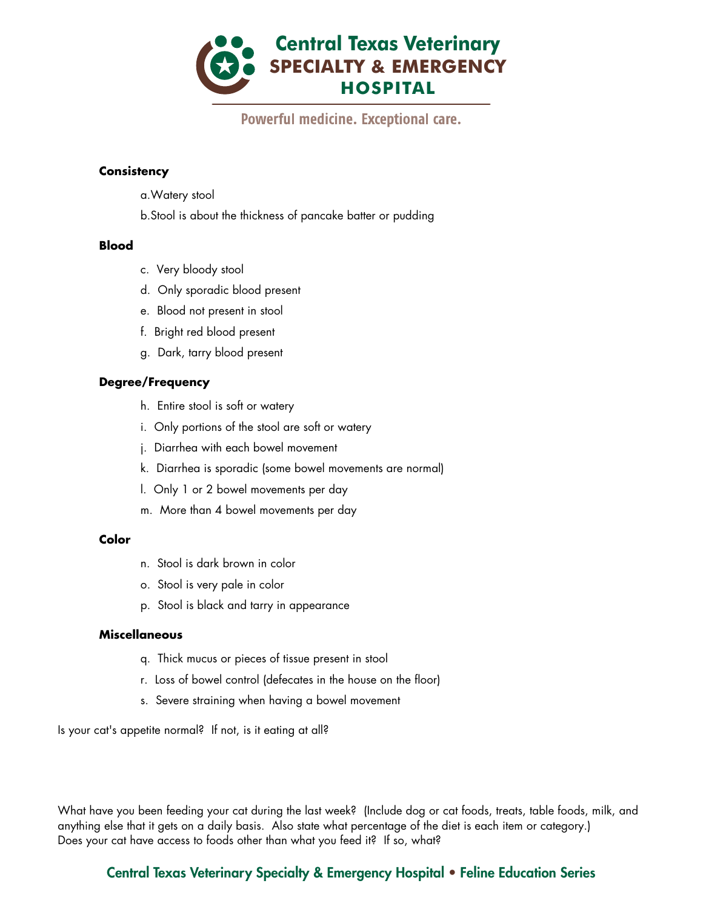**Consistency**

a.Watery stool

b.Stool is about the thickness of pancake batter or pudding

**Blood**

c. Very bloody stool

d. Only sporadic blood present

e. Blood not present in stool

f. Bright red blood present

g. Dark, tarry blood present

**Degree/Frequency**

h. Entire stool is soft or watery

i. Only portions of the stool are soft or watery

j. Diarrhea with each bowel movement

k. Diarrhea is sporadic (some bowel movements are normal)

l. Only 1 or 2 bowel movements per day

m. More than 4 bowel movements per day

**Color**

n. Stool is dark brown in color

o. Stool is very pale in color

p. Stool is black and tarry in appearance

**Miscellaneous**

q. Thick mucus or pieces of tissue present in stool

r. Loss of bowel control (defecates in the house on the floor)

s. Severe straining when having a bowel movement

Is your cat's appetite normal? If not, is it eating at all?

What have you been feeding your cat during the last week? (Include dog or cat foods, treats, table foods, milk, and anything else that it gets on a daily basis. Also state what percentage of the diet is each item or category.)
Does your cat have access to foods other than what you feed it? If so, what?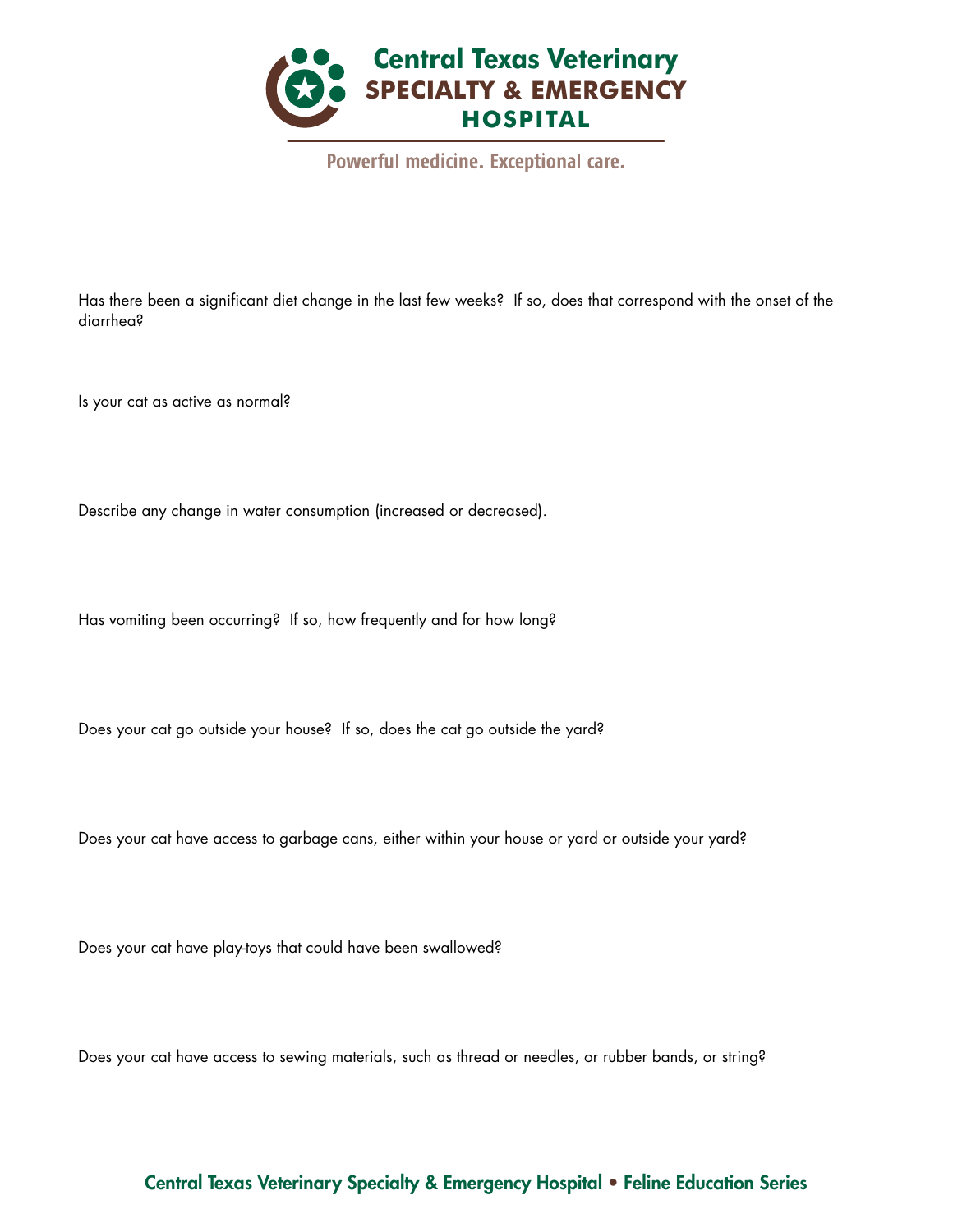Has there been a significant diet change in the last few weeks? If so, does that correspond with the onset of the diarrhea?

Is your cat as active as normal?

Describe any change in water consumption (increased or decreased).

Has vomiting been occurring? If so, how frequently and for how long?

Does your cat go outside your house? If so, does the cat go outside the yard?

Does your cat have access to garbage cans, either within your house or yard or outside your yard?

Does your cat have play-toys that could have been swallowed?

Does your cat have access to sewing materials, such as thread or needles, or rubber bands, or string?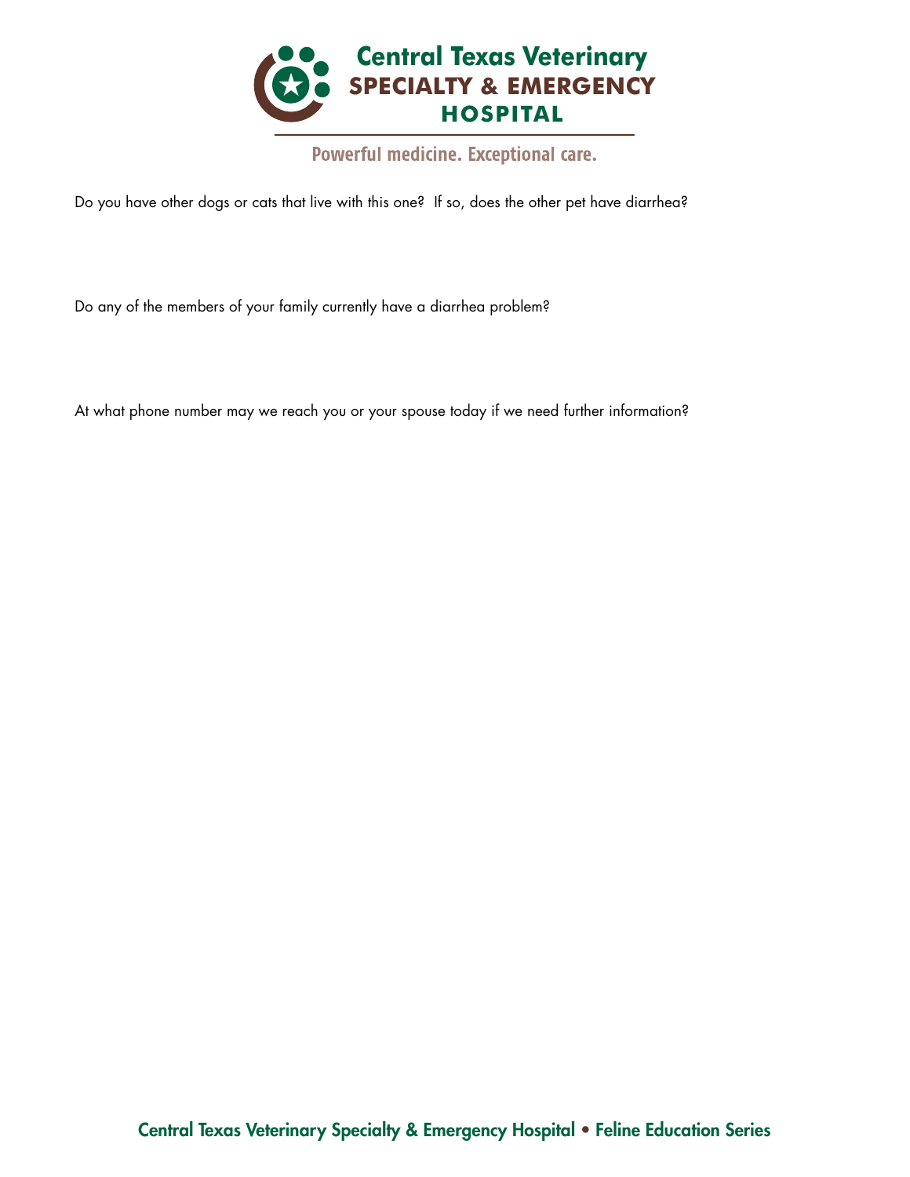Do you have other dogs or cats that live with this one?  If so, does the other pet have diarrhea?

Do any of the members of your family currently have a diarrhea problem?

At what phone number may we reach you or your spouse today if we need further information?